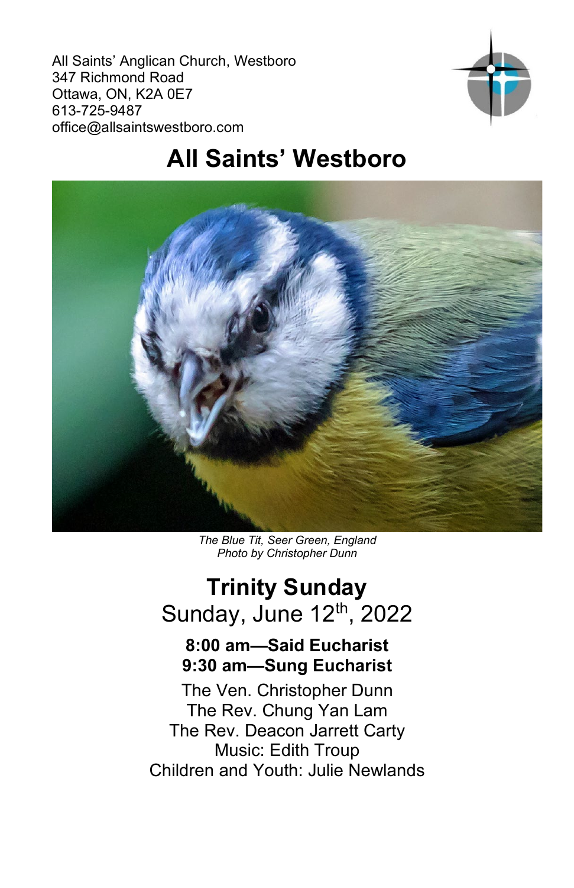All Saints' Anglican Church, Westboro
347 Richmond Road
Ottawa, ON, K2A 0E7
613-725-9487
office@allsaintswestboro.com

# All Saints' Westboro

*The Blue Tit, Seer Green, England*
*Photo by Christopher Dunn*

## Trinity Sunday

Sunday, June 12th, 2022

**8:00 am—Said Eucharist**
**9:30 am—Sung Eucharist**

The Ven. Christopher Dunn
The Rev. Chung Yan Lam
The Rev. Deacon Jarrett Carty
Music: Edith Troup
Children and Youth: Julie Newlands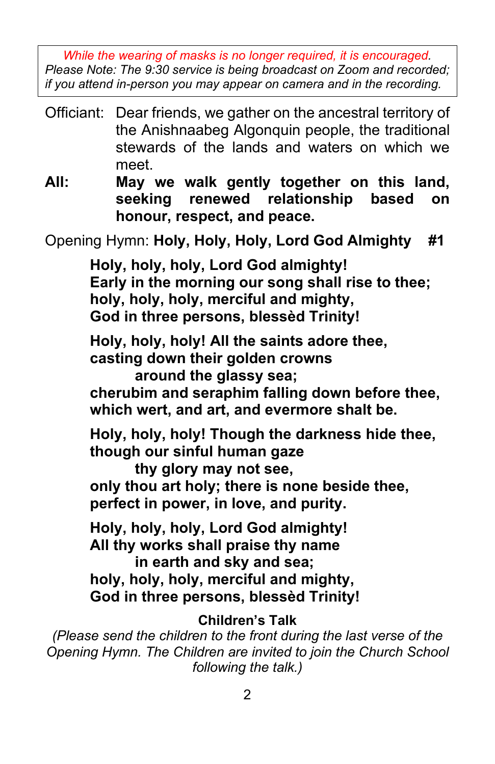*While the wearing of masks is no longer required, it is encouraged. Please Note: The 9:30 service is being broadcast on Zoom and recorded; if you attend in-person you may appear on camera and in the recording.*

Officiant: Dear friends, we gather on the ancestral territory of the Anishnaabeg Algonquin people, the traditional stewards of the lands and waters on which we meet.

**All: May we walk gently together on this land, seeking renewed relationship based on honour, respect, and peace.**

Opening Hymn: **Holy, Holy, Holy, Lord God Almighty #1**

**Holy, holy, holy, Lord God almighty!**
**Early in the morning our song shall rise to thee;**
**holy, holy, holy, merciful and mighty,**
**God in three persons, blessèd Trinity!**

**Holy, holy, holy! All the saints adore thee,**
**casting down their golden crowns**
**around the glassy sea;**
**cherubim and seraphim falling down before thee,**
**which wert, and art, and evermore shalt be.**

**Holy, holy, holy! Though the darkness hide thee,**
**though our sinful human gaze**
**thy glory may not see,**
**only thou art holy; there is none beside thee,**
**perfect in power, in love, and purity.**

**Holy, holy, holy, Lord God almighty!**
**All thy works shall praise thy name**
**in earth and sky and sea;**
**holy, holy, holy, merciful and mighty,**
**God in three persons, blessèd Trinity!**

**Children's Talk**

*(Please send the children to the front during the last verse of the Opening Hymn. The Children are invited to join the Church School following the talk.)*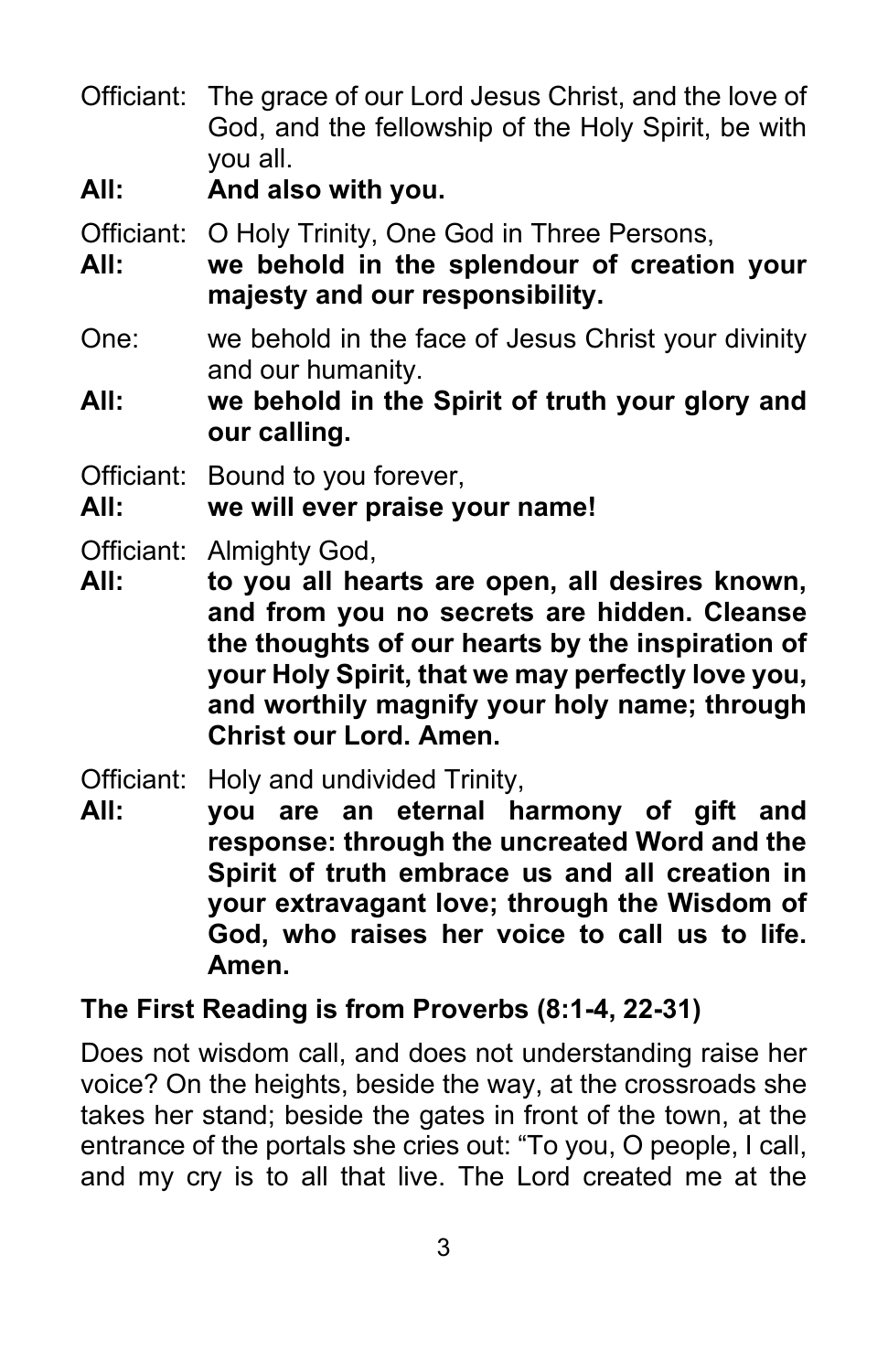Officiant: The grace of our Lord Jesus Christ, and the love of God, and the fellowship of the Holy Spirit, be with you all.

**All: And also with you.**

Officiant: O Holy Trinity, One God in Three Persons,

**All: we behold in the splendour of creation your majesty and our responsibility.**

One: we behold in the face of Jesus Christ your divinity and our humanity.

**All: we behold in the Spirit of truth your glory and our calling.**

Officiant: Bound to you forever,

**All: we will ever praise your name!**

Officiant: Almighty God,

**All: to you all hearts are open, all desires known, and from you no secrets are hidden. Cleanse the thoughts of our hearts by the inspiration of your Holy Spirit, that we may perfectly love you, and worthily magnify your holy name; through Christ our Lord. Amen.**

Officiant: Holy and undivided Trinity,

**All: you are an eternal harmony of gift and response: through the uncreated Word and the Spirit of truth embrace us and all creation in your extravagant love; through the Wisdom of God, who raises her voice to call us to life. Amen.**

**The First Reading is from Proverbs (8:1-4, 22-31)**

Does not wisdom call, and does not understanding raise her voice? On the heights, beside the way, at the crossroads she takes her stand; beside the gates in front of the town, at the entrance of the portals she cries out: "To you, O people, I call, and my cry is to all that live. The Lord created me at the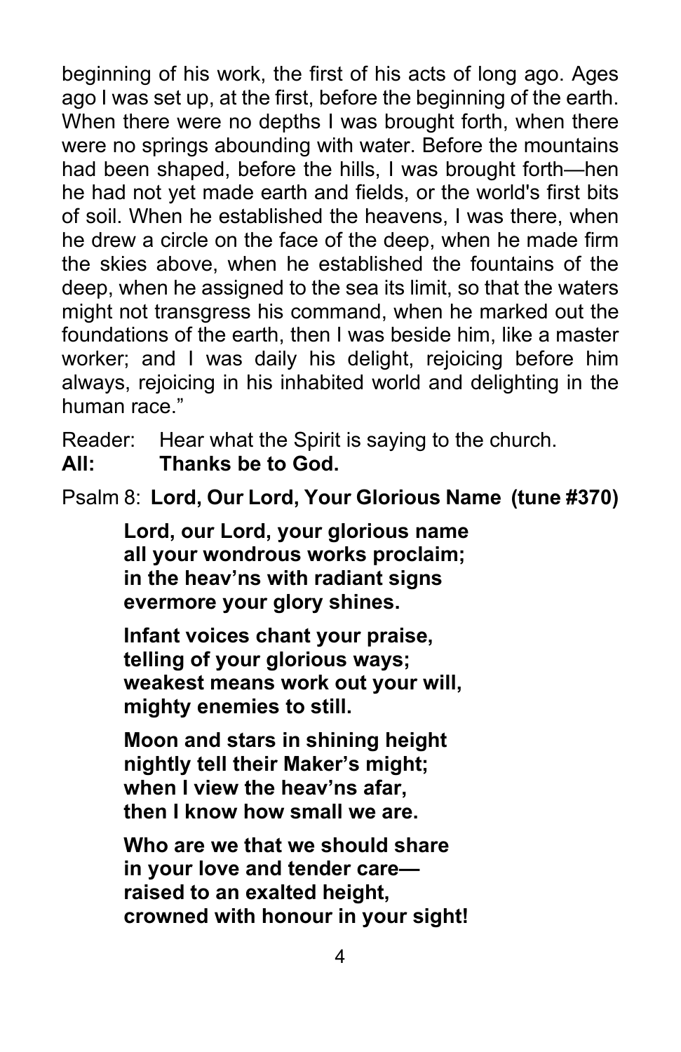beginning of his work, the first of his acts of long ago. Ages ago I was set up, at the first, before the beginning of the earth. When there were no depths I was brought forth, when there were no springs abounding with water. Before the mountains had been shaped, before the hills, I was brought forth—hen he had not yet made earth and fields, or the world's first bits of soil. When he established the heavens, I was there, when he drew a circle on the face of the deep, when he made firm the skies above, when he established the fountains of the deep, when he assigned to the sea its limit, so that the waters might not transgress his command, when he marked out the foundations of the earth, then I was beside him, like a master worker; and I was daily his delight, rejoicing before him always, rejoicing in his inhabited world and delighting in the human race."

Reader: Hear what the Spirit is saying to the church.
**All: Thanks be to God.**

Psalm 8: **Lord, Our Lord, Your Glorious Name (tune #370)**

**Lord, our Lord, your glorious name**
**all your wondrous works proclaim;**
**in the heav'ns with radiant signs**
**evermore your glory shines.**

**Infant voices chant your praise,**
**telling of your glorious ways;**
**weakest means work out your will,**
**mighty enemies to still.**

**Moon and stars in shining height**
**nightly tell their Maker's might;**
**when I view the heav'ns afar,**
**then I know how small we are.**

**Who are we that we should share**
**in your love and tender care—**
**raised to an exalted height,**
**crowned with honour in your sight!**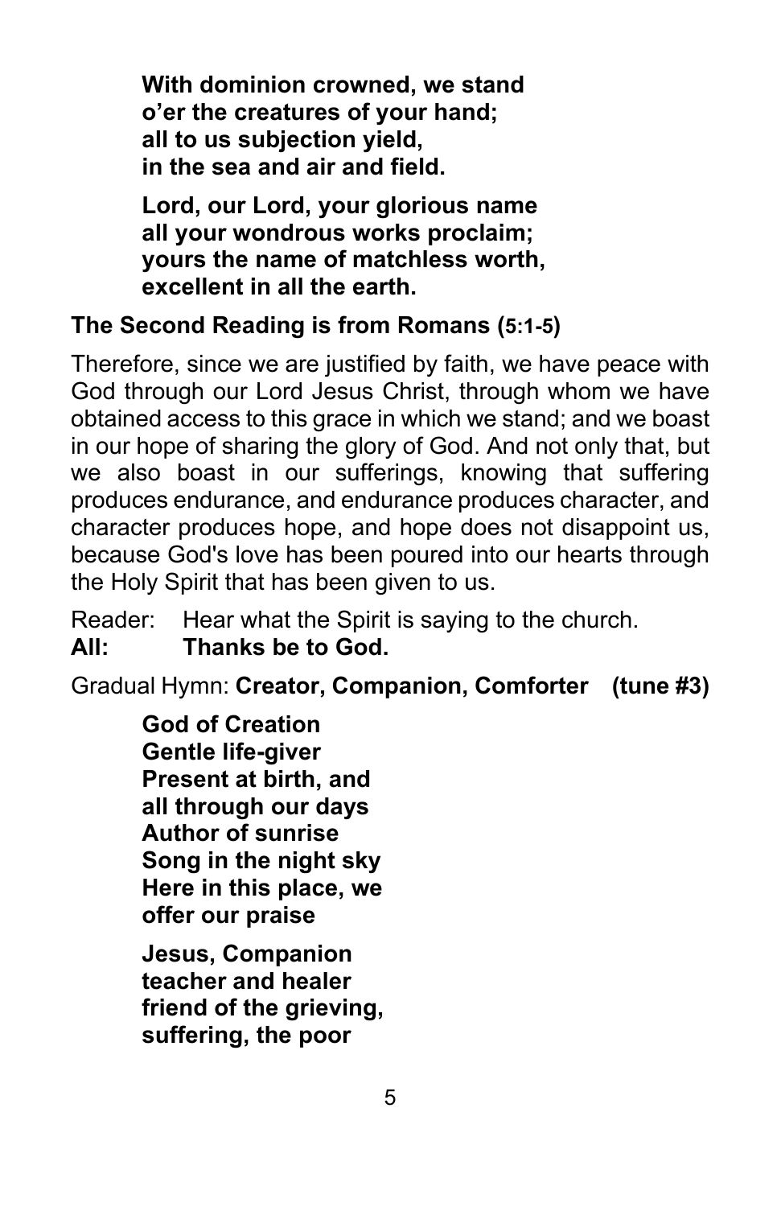**With dominion crowned, we stand**
**o'er the creatures of your hand;**
**all to us subjection yield,**
**in the sea and air and field.**

**Lord, our Lord, your glorious name**
**all your wondrous works proclaim;**
**yours the name of matchless worth,**
**excellent in all the earth.**

**The Second Reading is from Romans (5:1-5)**

Therefore, since we are justified by faith, we have peace with God through our Lord Jesus Christ, through whom we have obtained access to this grace in which we stand; and we boast in our hope of sharing the glory of God. And not only that, but we also boast in our sufferings, knowing that suffering produces endurance, and endurance produces character, and character produces hope, and hope does not disappoint us, because God's love has been poured into our hearts through the Holy Spirit that has been given to us.

Reader: Hear what the Spirit is saying to the church.
**All: Thanks be to God.**

Gradual Hymn: **Creator, Companion, Comforter (tune #3)**

**God of Creation**
**Gentle life-giver**
**Present at birth, and**
**all through our days**
**Author of sunrise**
**Song in the night sky**
**Here in this place, we**
**offer our praise**

**Jesus, Companion**
**teacher and healer**
**friend of the grieving,**
**suffering, the poor**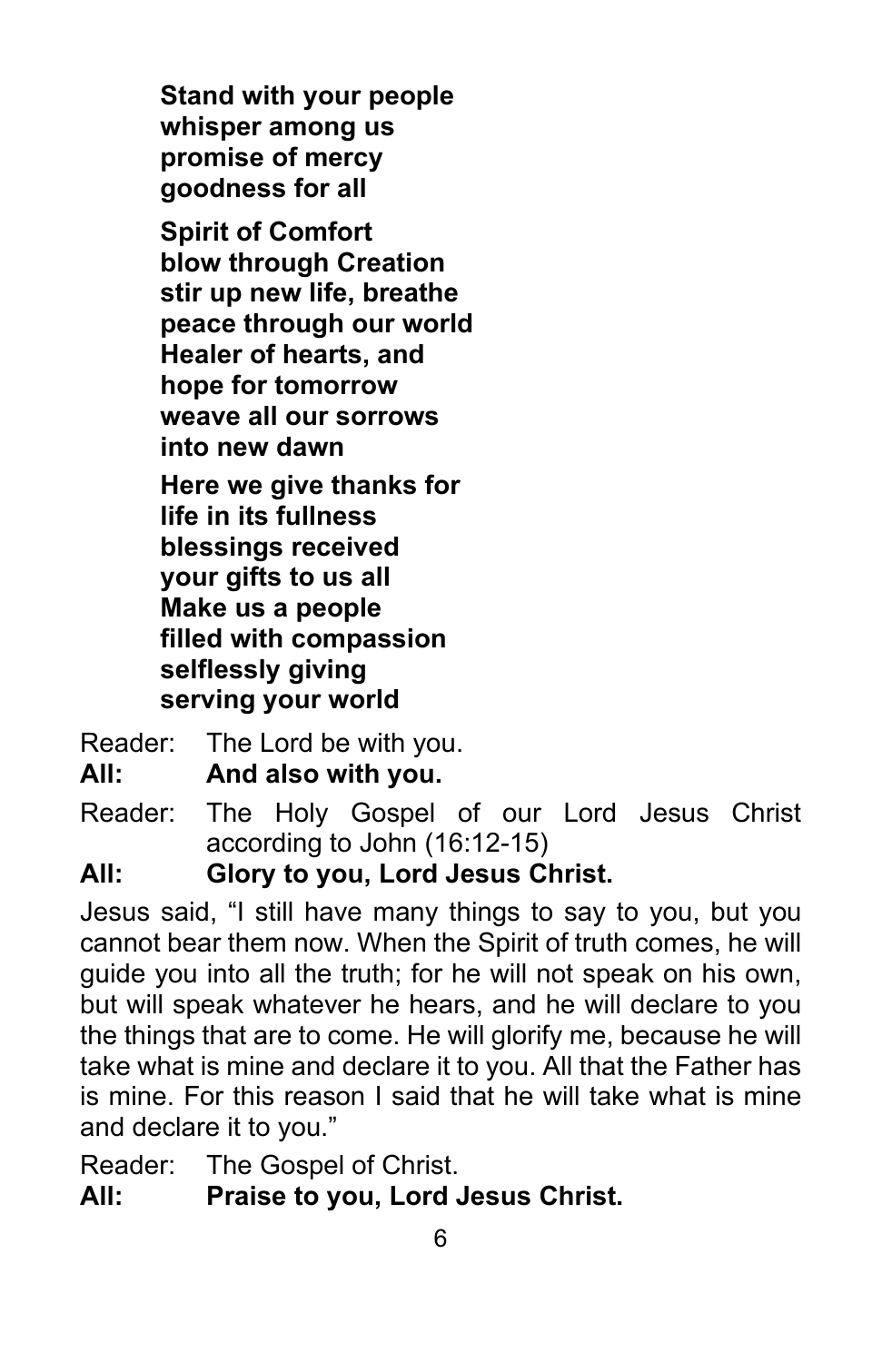**Stand with your people**
**whisper among us**
**promise of mercy**
**goodness for all**

**Spirit of Comfort**
**blow through Creation**
**stir up new life, breathe**
**peace through our world**
**Healer of hearts, and**
**hope for tomorrow**
**weave all our sorrows**
**into new dawn**

**Here we give thanks for**
**life in its fullness**
**blessings received**
**your gifts to us all**
**Make us a people**
**filled with compassion**
**selflessly giving**
**serving your world**

Reader: The Lord be with you.
**All: And also with you.**

Reader: The Holy Gospel of our Lord Jesus Christ according to John (16:12-15)
**All: Glory to you, Lord Jesus Christ.**

Jesus said, "I still have many things to say to you, but you cannot bear them now. When the Spirit of truth comes, he will guide you into all the truth; for he will not speak on his own, but will speak whatever he hears, and he will declare to you the things that are to come. He will glorify me, because he will take what is mine and declare it to you. All that the Father has is mine. For this reason I said that he will take what is mine and declare it to you."

Reader: The Gospel of Christ.
**All: Praise to you, Lord Jesus Christ.**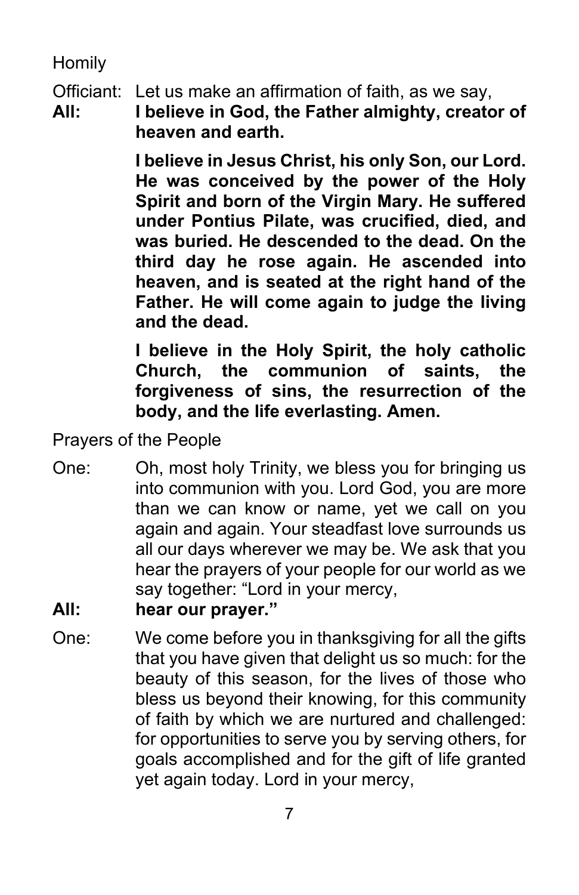Homily

Officiant: Let us make an affirmation of faith, as we say,

**All: I believe in God, the Father almighty, creator of heaven and earth.**

**I believe in Jesus Christ, his only Son, our Lord. He was conceived by the power of the Holy Spirit and born of the Virgin Mary. He suffered under Pontius Pilate, was crucified, died, and was buried. He descended to the dead. On the third day he rose again. He ascended into heaven, and is seated at the right hand of the Father. He will come again to judge the living and the dead.**

**I believe in the Holy Spirit, the holy catholic Church, the communion of saints, the forgiveness of sins, the resurrection of the body, and the life everlasting. Amen.**

Prayers of the People

One: Oh, most holy Trinity, we bless you for bringing us into communion with you. Lord God, you are more than we can know or name, yet we call on you again and again. Your steadfast love surrounds us all our days wherever we may be. We ask that you hear the prayers of your people for our world as we say together: "Lord in your mercy,

**All: hear our prayer."**

One: We come before you in thanksgiving for all the gifts that you have given that delight us so much: for the beauty of this season, for the lives of those who bless us beyond their knowing, for this community of faith by which we are nurtured and challenged: for opportunities to serve you by serving others, for goals accomplished and for the gift of life granted yet again today. Lord in your mercy,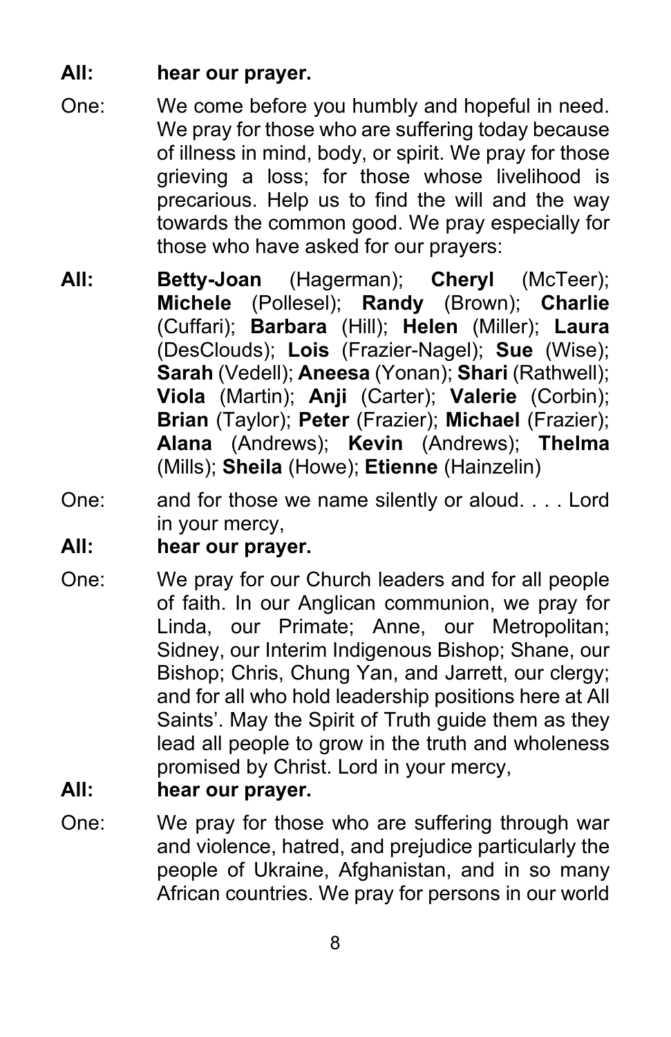**All:** **hear our prayer.**

One: We come before you humbly and hopeful in need. We pray for those who are suffering today because of illness in mind, body, or spirit. We pray for those grieving a loss; for those whose livelihood is precarious. Help us to find the will and the way towards the common good. We pray especially for those who have asked for our prayers:

**All:** **Betty-Joan** (Hagerman); **Cheryl** (McTeer); **Michele** (Pollesel); **Randy** (Brown); **Charlie** (Cuffari); **Barbara** (Hill); **Helen** (Miller); **Laura** (DesClouds); **Lois** (Frazier-Nagel); **Sue** (Wise); **Sarah** (Vedell); **Aneesa** (Yonan); **Shari** (Rathwell); **Viola** (Martin); **Anji** (Carter); **Valerie** (Corbin); **Brian** (Taylor); **Peter** (Frazier); **Michael** (Frazier); **Alana** (Andrews); **Kevin** (Andrews); **Thelma** (Mills); **Sheila** (Howe); **Etienne** (Hainzelin)

One: and for those we name silently or aloud. . . . Lord in your mercy,

**All:** **hear our prayer.**

One: We pray for our Church leaders and for all people of faith. In our Anglican communion, we pray for Linda, our Primate; Anne, our Metropolitan; Sidney, our Interim Indigenous Bishop; Shane, our Bishop; Chris, Chung Yan, and Jarrett, our clergy; and for all who hold leadership positions here at All Saints'. May the Spirit of Truth guide them as they lead all people to grow in the truth and wholeness promised by Christ. Lord in your mercy,

**All:** **hear our prayer.**

One: We pray for those who are suffering through war and violence, hatred, and prejudice particularly the people of Ukraine, Afghanistan, and in so many African countries. We pray for persons in our world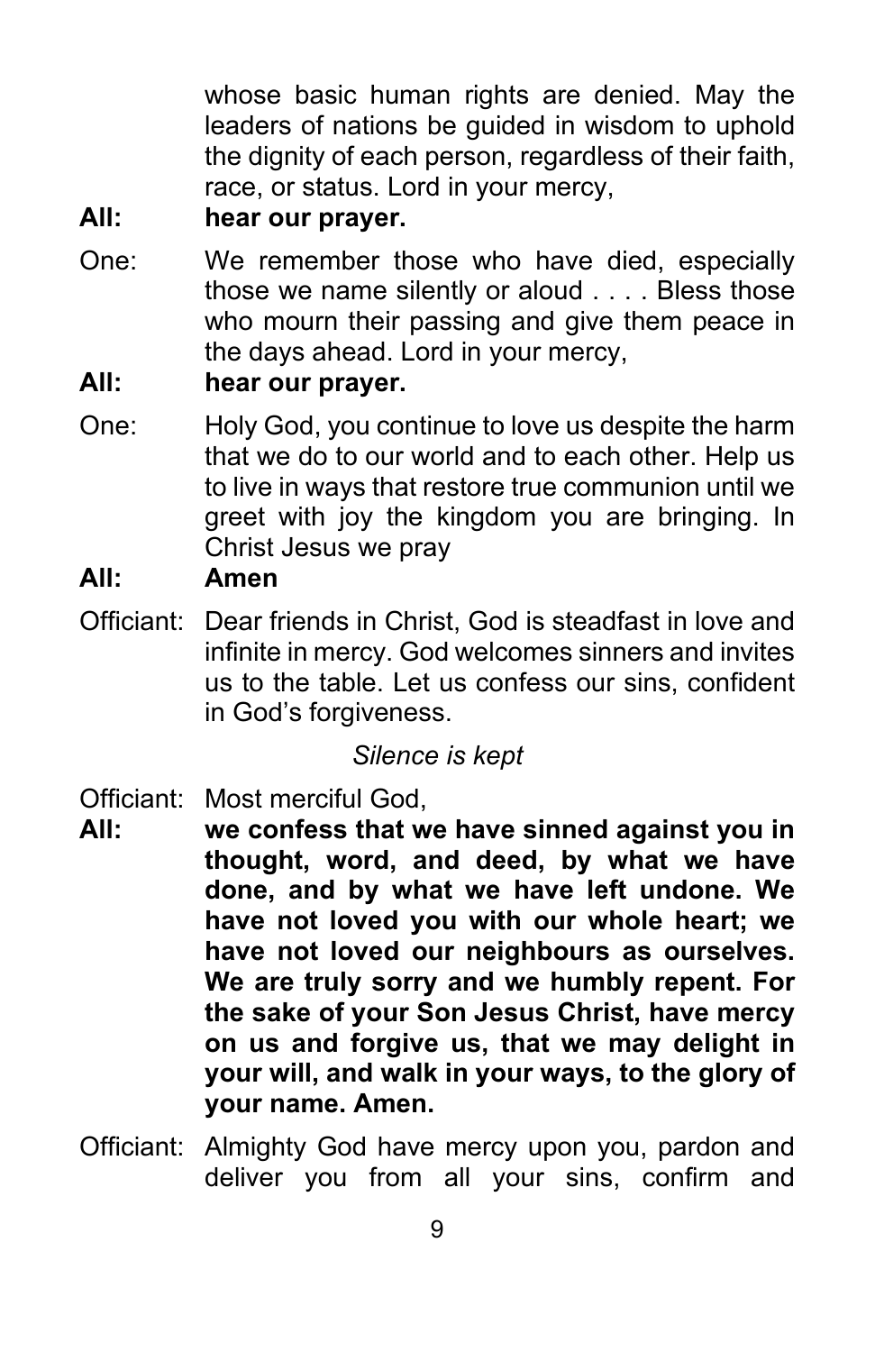whose basic human rights are denied. May the leaders of nations be guided in wisdom to uphold the dignity of each person, regardless of their faith, race, or status. Lord in your mercy,

**All: hear our prayer.**

One: We remember those who have died, especially those we name silently or aloud . . . . Bless those who mourn their passing and give them peace in the days ahead. Lord in your mercy,

**All: hear our prayer.**

One: Holy God, you continue to love us despite the harm that we do to our world and to each other. Help us to live in ways that restore true communion until we greet with joy the kingdom you are bringing. In Christ Jesus we pray

**All: Amen**

Officiant: Dear friends in Christ, God is steadfast in love and infinite in mercy. God welcomes sinners and invites us to the table. Let us confess our sins, confident in God's forgiveness.

*Silence is kept*

Officiant: Most merciful God,

**All: we confess that we have sinned against you in thought, word, and deed, by what we have done, and by what we have left undone. We have not loved you with our whole heart; we have not loved our neighbours as ourselves. We are truly sorry and we humbly repent. For the sake of your Son Jesus Christ, have mercy on us and forgive us, that we may delight in your will, and walk in your ways, to the glory of your name. Amen.**

Officiant: Almighty God have mercy upon you, pardon and deliver you from all your sins, confirm and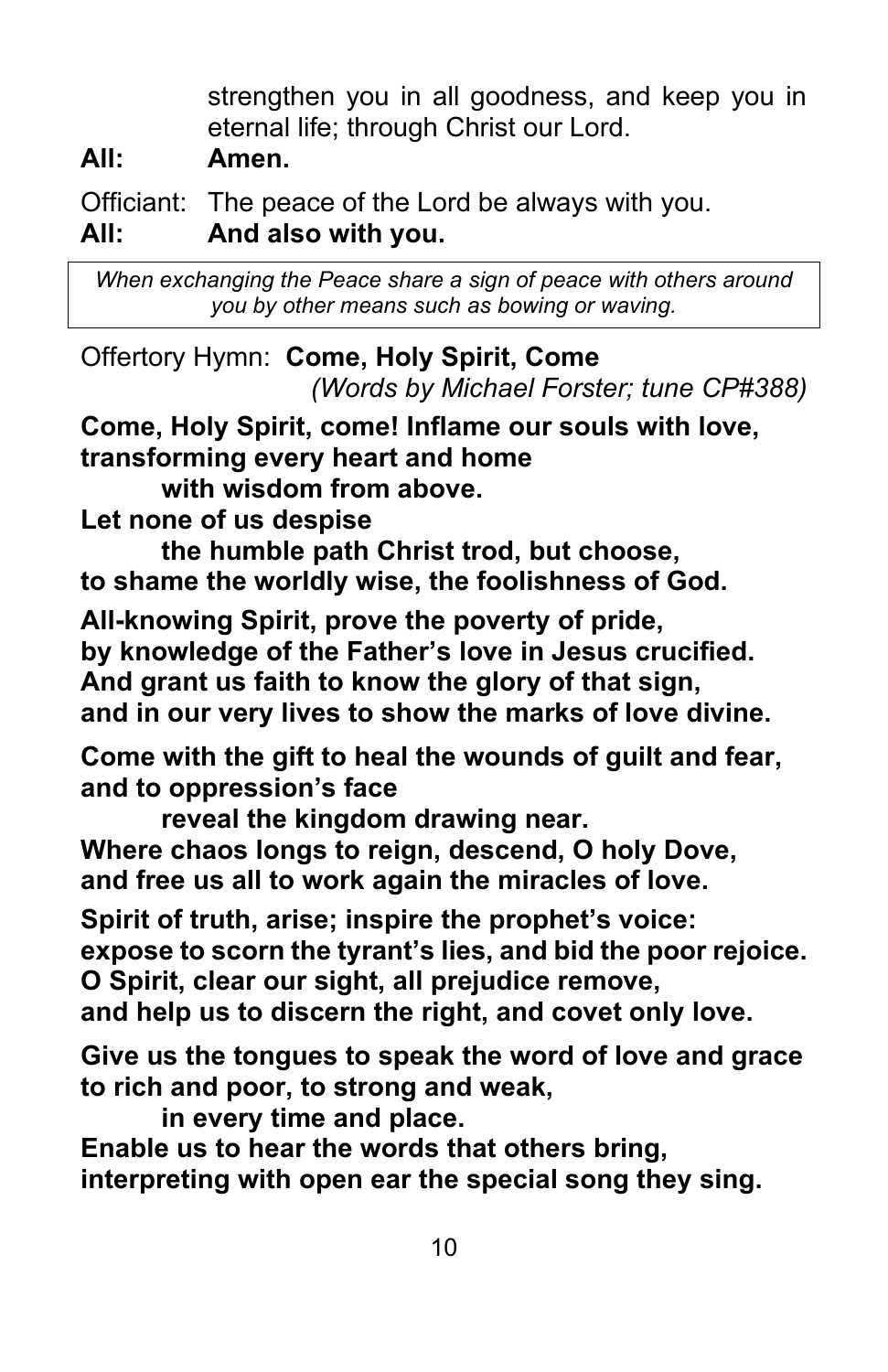strengthen you in all goodness, and keep you in eternal life; through Christ our Lord.

**All:** **Amen.**

Officiant: The peace of the Lord be always with you.

**All:** **And also with you.**

*When exchanging the Peace share a sign of peace with others around you by other means such as bowing or waving.*

Offertory Hymn: **Come, Holy Spirit, Come**
*(Words by Michael Forster; tune CP#388)*

**Come, Holy Spirit, come! Inflame our souls with love,
transforming every heart and home
with wisdom from above.
Let none of us despise
the humble path Christ trod, but choose,
to shame the worldly wise, the foolishness of God.**

**All-knowing Spirit, prove the poverty of pride,
by knowledge of the Father's love in Jesus crucified.
And grant us faith to know the glory of that sign,
and in our very lives to show the marks of love divine.**

**Come with the gift to heal the wounds of guilt and fear,
and to oppression's face
reveal the kingdom drawing near.
Where chaos longs to reign, descend, O holy Dove,
and free us all to work again the miracles of love.**

**Spirit of truth, arise; inspire the prophet's voice:
expose to scorn the tyrant's lies, and bid the poor rejoice.
O Spirit, clear our sight, all prejudice remove,
and help us to discern the right, and covet only love.**

**Give us the tongues to speak the word of love and grace
to rich and poor, to strong and weak,
in every time and place.
Enable us to hear the words that others bring,
interpreting with open ear the special song they sing.**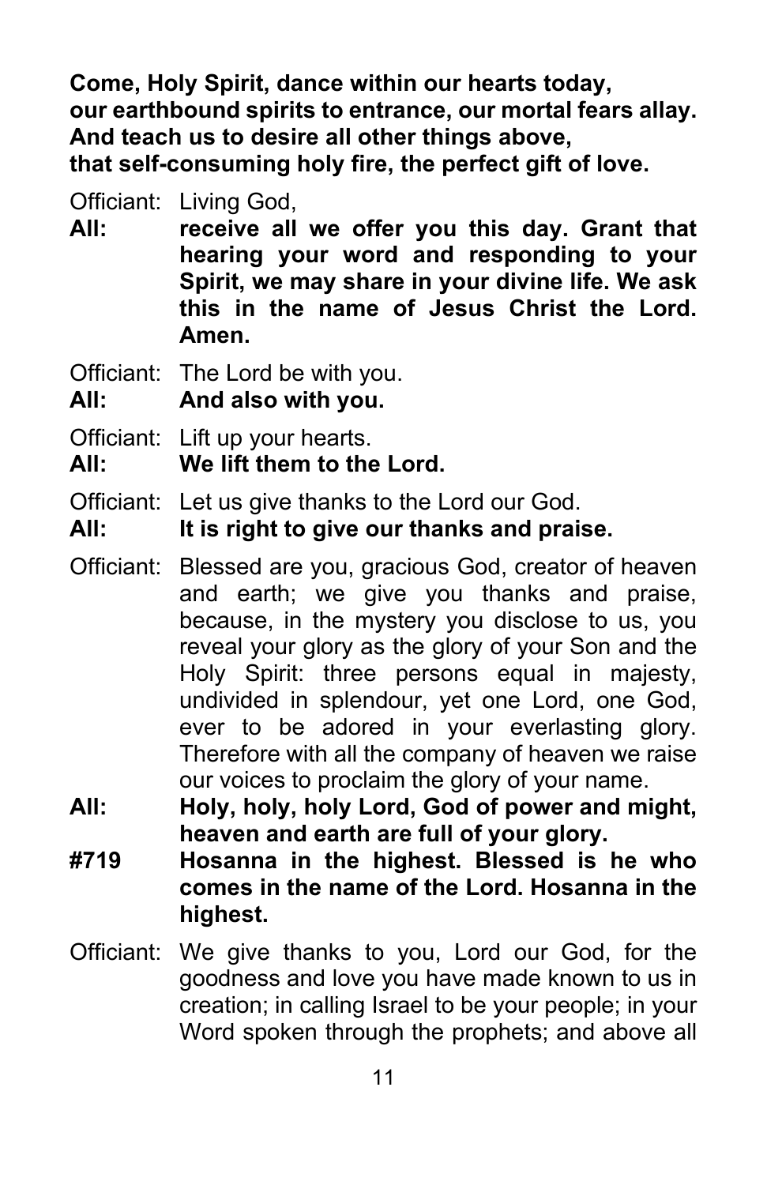**Come, Holy Spirit, dance within our hearts today,**
**our earthbound spirits to entrance, our mortal fears allay.**
**And teach us to desire all other things above,**
**that self-consuming holy fire, the perfect gift of love.**

Officiant: Living God,
**All: receive all we offer you this day. Grant that hearing your word and responding to your Spirit, we may share in your divine life. We ask this in the name of Jesus Christ the Lord. Amen.**

Officiant: The Lord be with you.
**All: And also with you.**

Officiant: Lift up your hearts.
**All: We lift them to the Lord.**

Officiant: Let us give thanks to the Lord our God.
**All: It is right to give our thanks and praise.**

Officiant: Blessed are you, gracious God, creator of heaven and earth; we give you thanks and praise, because, in the mystery you disclose to us, you reveal your glory as the glory of your Son and the Holy Spirit: three persons equal in majesty, undivided in splendour, yet one Lord, one God, ever to be adored in your everlasting glory. Therefore with all the company of heaven we raise our voices to proclaim the glory of your name.
**All: Holy, holy, holy Lord, God of power and might, heaven and earth are full of your glory.**
**#719 Hosanna in the highest. Blessed is he who comes in the name of the Lord. Hosanna in the highest.**

Officiant: We give thanks to you, Lord our God, for the goodness and love you have made known to us in creation; in calling Israel to be your people; in your Word spoken through the prophets; and above all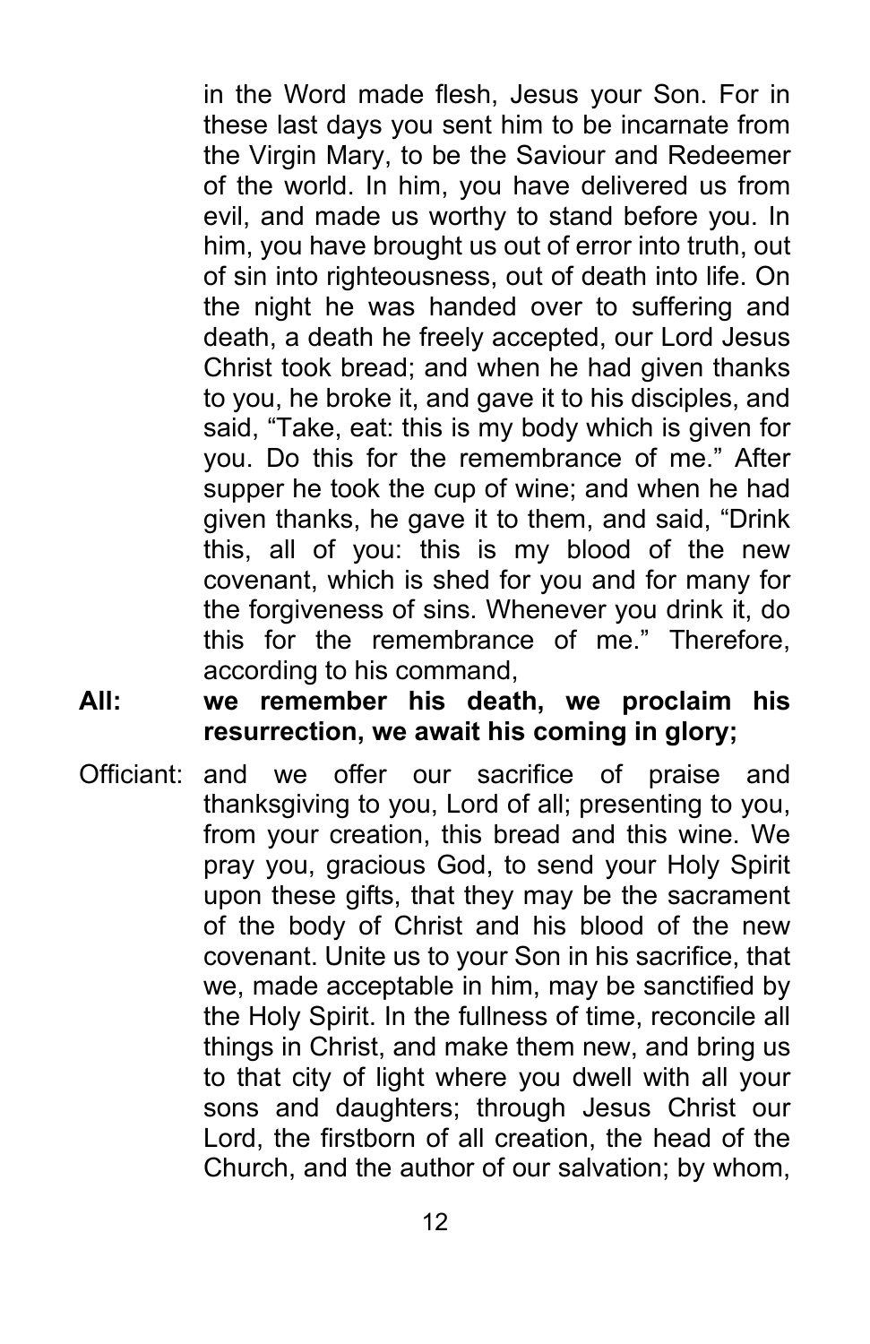in the Word made flesh, Jesus your Son. For in these last days you sent him to be incarnate from the Virgin Mary, to be the Saviour and Redeemer of the world. In him, you have delivered us from evil, and made us worthy to stand before you. In him, you have brought us out of error into truth, out of sin into righteousness, out of death into life. On the night he was handed over to suffering and death, a death he freely accepted, our Lord Jesus Christ took bread; and when he had given thanks to you, he broke it, and gave it to his disciples, and said, "Take, eat: this is my body which is given for you. Do this for the remembrance of me." After supper he took the cup of wine; and when he had given thanks, he gave it to them, and said, "Drink this, all of you: this is my blood of the new covenant, which is shed for you and for many for the forgiveness of sins. Whenever you drink it, do this for the remembrance of me." Therefore, according to his command,

**All: we remember his death, we proclaim his resurrection, we await his coming in glory;**

Officiant: and we offer our sacrifice of praise and thanksgiving to you, Lord of all; presenting to you, from your creation, this bread and this wine. We pray you, gracious God, to send your Holy Spirit upon these gifts, that they may be the sacrament of the body of Christ and his blood of the new covenant. Unite us to your Son in his sacrifice, that we, made acceptable in him, may be sanctified by the Holy Spirit. In the fullness of time, reconcile all things in Christ, and make them new, and bring us to that city of light where you dwell with all your sons and daughters; through Jesus Christ our Lord, the firstborn of all creation, the head of the Church, and the author of our salvation; by whom,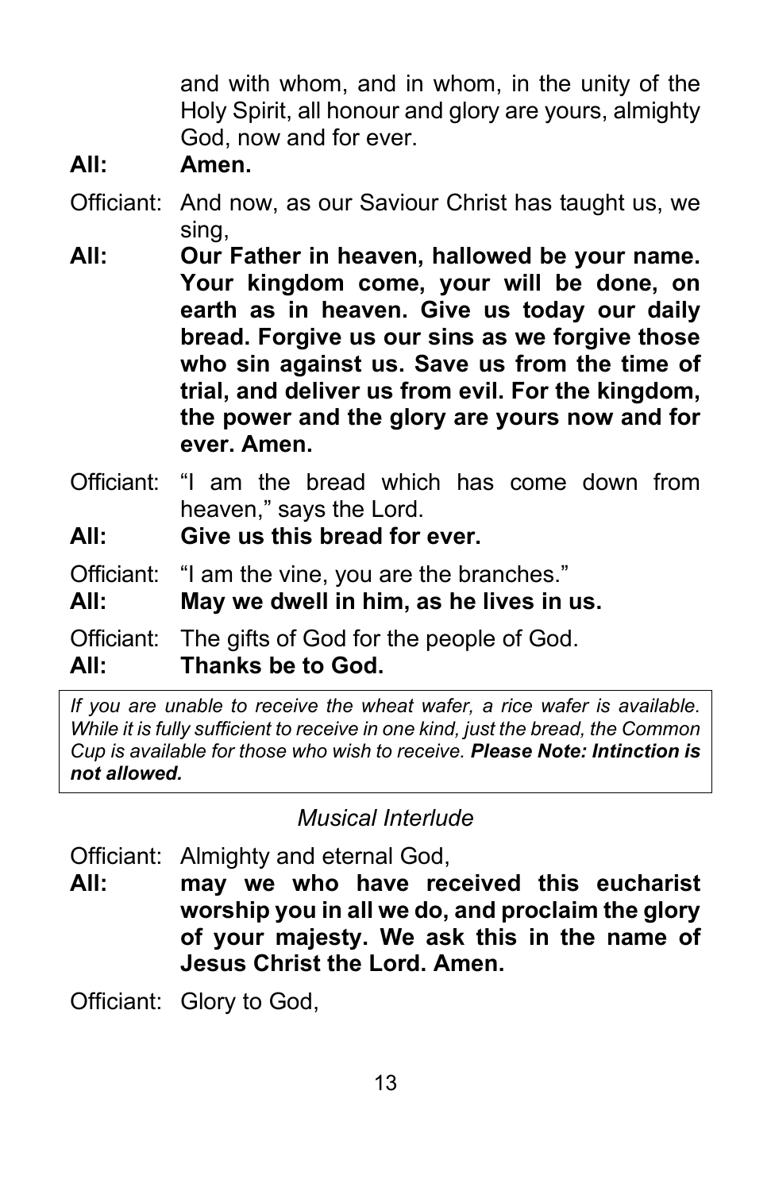and with whom, and in whom, in the unity of the Holy Spirit, all honour and glory are yours, almighty God, now and for ever.

**All: Amen.**

Officiant: And now, as our Saviour Christ has taught us, we sing,

**All: Our Father in heaven, hallowed be your name. Your kingdom come, your will be done, on earth as in heaven. Give us today our daily bread. Forgive us our sins as we forgive those who sin against us. Save us from the time of trial, and deliver us from evil. For the kingdom, the power and the glory are yours now and for ever. Amen.**

Officiant: "I am the bread which has come down from heaven," says the Lord.

**All: Give us this bread for ever.**

Officiant: "I am the vine, you are the branches."

**All: May we dwell in him, as he lives in us.**

Officiant: The gifts of God for the people of God.

**All: Thanks be to God.**

*If you are unable to receive the wheat wafer, a rice wafer is available. While it is fully sufficient to receive in one kind, just the bread, the Common Cup is available for those who wish to receive.* ***Please Note: Intinction is not allowed.***

*Musical Interlude*

Officiant: Almighty and eternal God,

**All: may we who have received this eucharist worship you in all we do, and proclaim the glory of your majesty. We ask this in the name of Jesus Christ the Lord. Amen.**

Officiant: Glory to God,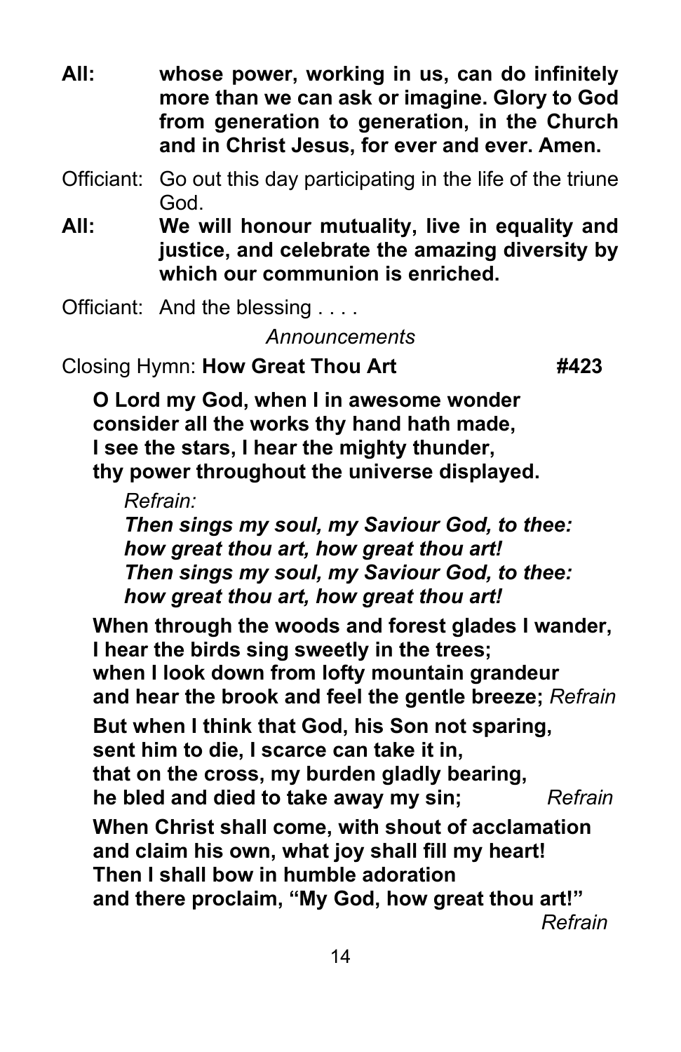**All:** **whose power, working in us, can do infinitely more than we can ask or imagine. Glory to God from generation to generation, in the Church and in Christ Jesus, for ever and ever. Amen.**

Officiant: Go out this day participating in the life of the triune God.

**All:** **We will honour mutuality, live in equality and justice, and celebrate the amazing diversity by which our communion is enriched.**

Officiant: And the blessing . . . .

*Announcements*

Closing Hymn: **How Great Thou Art** **#423**

**O Lord my God, when I in awesome wonder**
**consider all the works thy hand hath made,**
**I see the stars, I hear the mighty thunder,**
**thy power throughout the universe displayed.**

*Refrain:*
***Then sings my soul, my Saviour God, to thee:***
***how great thou art, how great thou art!***
***Then sings my soul, my Saviour God, to thee:***
***how great thou art, how great thou art!***

**When through the woods and forest glades I wander,**
**I hear the birds sing sweetly in the trees;**
**when I look down from lofty mountain grandeur**
**and hear the brook and feel the gentle breeze;** *Refrain*

**But when I think that God, his Son not sparing,**
**sent him to die, I scarce can take it in,**
**that on the cross, my burden gladly bearing,**
**he bled and died to take away my sin;** *Refrain*

**When Christ shall come, with shout of acclamation**
**and claim his own, what joy shall fill my heart!**
**Then I shall bow in humble adoration**
**and there proclaim, "My God, how great thou art!"**
*Refrain*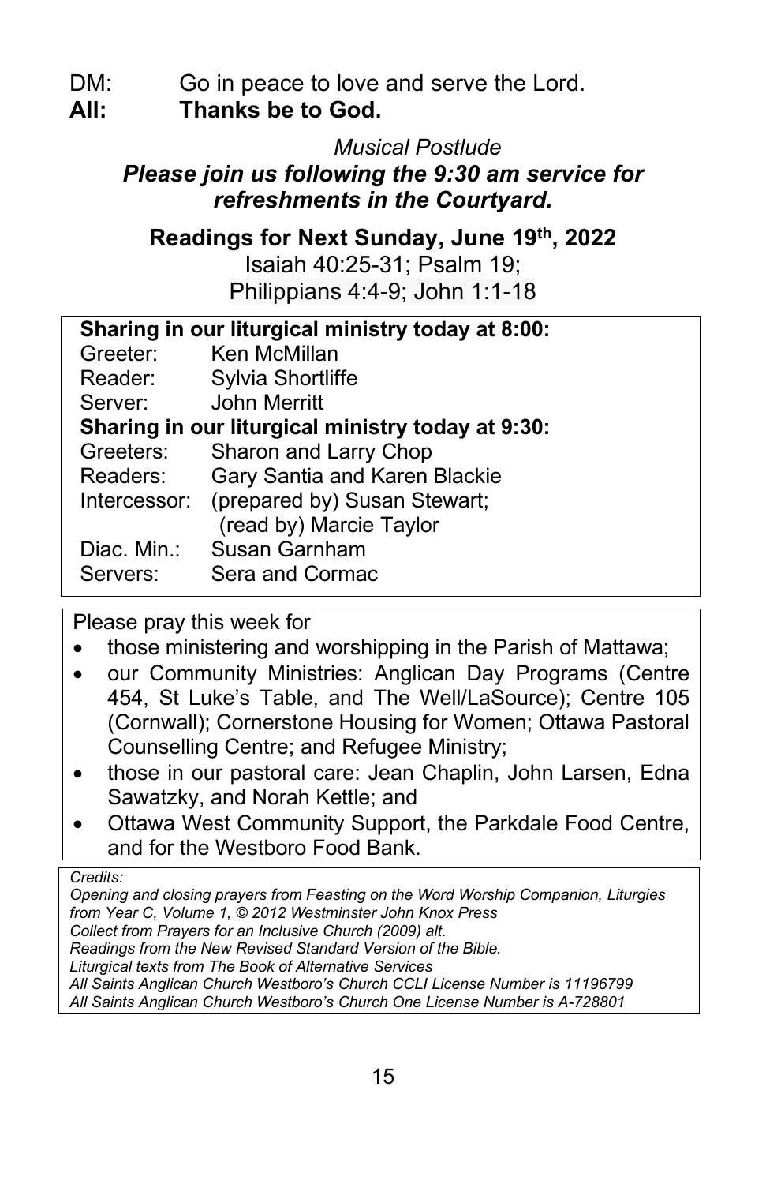DM: Go in peace to love and serve the Lord.
**All: Thanks be to God.**

*Musical Postlude*

***Please join us following the 9:30 am service for refreshments in the Courtyard.***

**Readings for Next Sunday, June 19th, 2022**

Isaiah 40:25-31; Psalm 19;
Philippians 4:4-9; John 1:1-18

**Sharing in our liturgical ministry today at 8:00:**

Greeter: Ken McMillan
Reader: Sylvia Shortliffe
Server: John Merritt

**Sharing in our liturgical ministry today at 9:30:**

Greeters: Sharon and Larry Chop
Readers: Gary Santia and Karen Blackie
Intercessor: (prepared by) Susan Stewart;
(read by) Marcie Taylor
Diac. Min.: Susan Garnham
Servers: Sera and Cormac

Please pray this week for

- those ministering and worshipping in the Parish of Mattawa;
- our Community Ministries: Anglican Day Programs (Centre 454, St Luke's Table, and The Well/LaSource); Centre 105 (Cornwall); Cornerstone Housing for Women; Ottawa Pastoral Counselling Centre; and Refugee Ministry;
- those in our pastoral care: Jean Chaplin, John Larsen, Edna Sawatzky, and Norah Kettle; and
- Ottawa West Community Support, the Parkdale Food Centre, and for the Westboro Food Bank.

*Credits:*
*Opening and closing prayers from Feasting on the Word Worship Companion, Liturgies from Year C, Volume 1, © 2012 Westminster John Knox Press*
*Collect from Prayers for an Inclusive Church (2009) alt.*
*Readings from the New Revised Standard Version of the Bible.*
*Liturgical texts from The Book of Alternative Services*
*All Saints Anglican Church Westboro's Church CCLI License Number is 11196799*
*All Saints Anglican Church Westboro's Church One License Number is A-728801*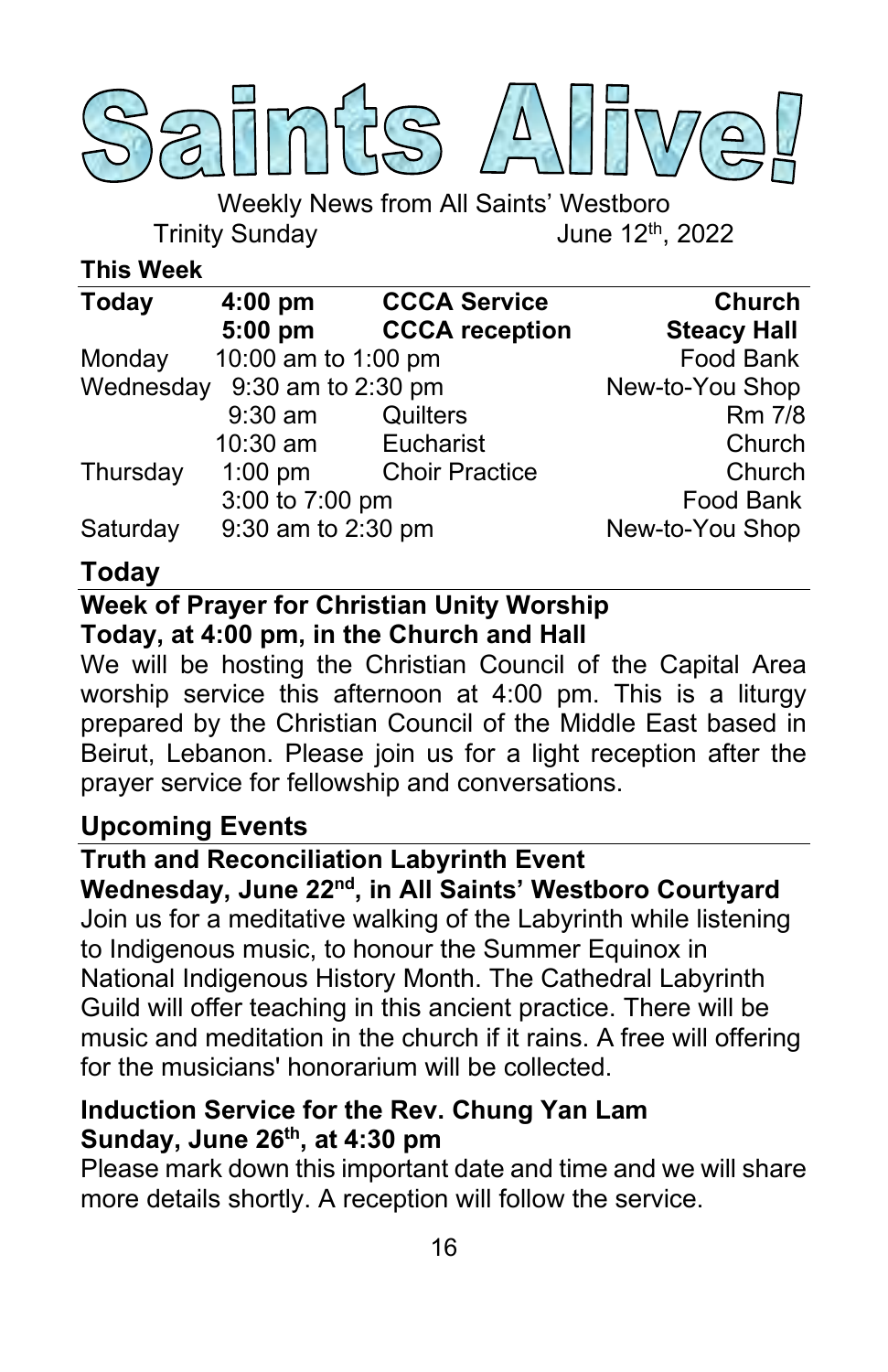# Saints Alive!

Weekly News from All Saints' Westboro

Trinity Sunday June 12th, 2022

**This Week**

| | | | |
|---|---|---|---|
| **Today** | **4:00 pm** | **CCCA Service** | **Church** |
| | **5:00 pm** | **CCCA reception** | **Steacy Hall** |
| Monday | 10:00 am to 1:00 pm | | Food Bank |
| Wednesday | 9:30 am to 2:30 pm | | New-to-You Shop |
| | 9:30 am | Quilters | Rm 7/8 |
| | 10:30 am | Eucharist | Church |
| Thursday | 1:00 pm | Choir Practice | Church |
| | 3:00 to 7:00 pm | | Food Bank |
| Saturday | 9:30 am to 2:30 pm | | New-to-You Shop |

## Today

**Week of Prayer for Christian Unity Worship**
**Today, at 4:00 pm, in the Church and Hall**

We will be hosting the Christian Council of the Capital Area worship service this afternoon at 4:00 pm. This is a liturgy prepared by the Christian Council of the Middle East based in Beirut, Lebanon. Please join us for a light reception after the prayer service for fellowship and conversations.

## Upcoming Events

**Truth and Reconciliation Labyrinth Event**
**Wednesday, June 22nd, in All Saints' Westboro Courtyard**

Join us for a meditative walking of the Labyrinth while listening to Indigenous music, to honour the Summer Equinox in National Indigenous History Month. The Cathedral Labyrinth Guild will offer teaching in this ancient practice. There will be music and meditation in the church if it rains. A free will offering for the musicians' honorarium will be collected.

**Induction Service for the Rev. Chung Yan Lam**
**Sunday, June 26th, at 4:30 pm**

Please mark down this important date and time and we will share more details shortly. A reception will follow the service.